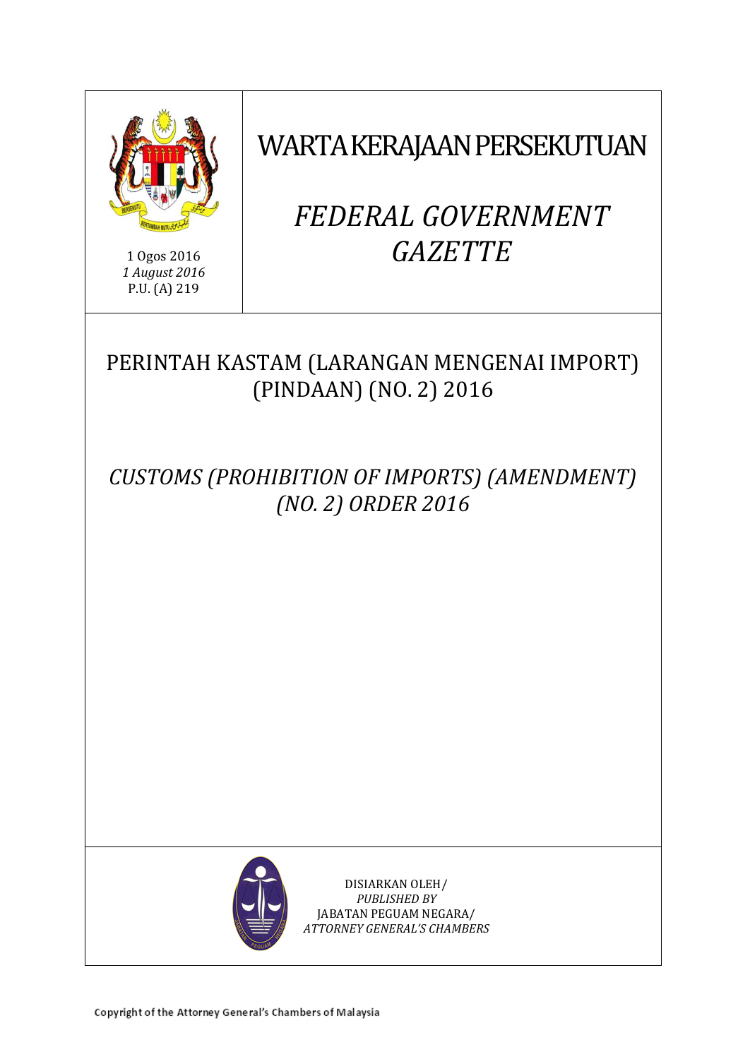1 Ogos 2016
*1 August 2016*
P.U. (A) 219

# WARTA KERAJAAN PERSEKUTUAN

# *FEDERAL GOVERNMENT GAZETTE*

## PERINTAH KASTAM (LARANGAN MENGENAI IMPORT) (PINDAAN) (NO. 2) 2016

## *CUSTOMS (PROHIBITION OF IMPORTS) (AMENDMENT) (NO. 2) ORDER 2016*

DISIARKAN OLEH/
*PUBLISHED BY*
JABATAN PEGUAM NEGARA/
*ATTORNEY GENERAL'S CHAMBERS*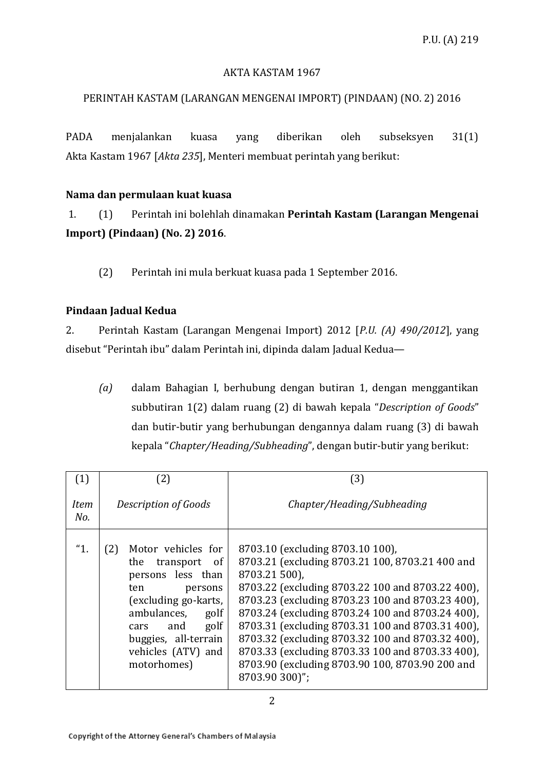P.U. (A) 219

AKTA KASTAM 1967

PERINTAH KASTAM (LARANGAN MENGENAI IMPORT) (PINDAAN) (NO. 2) 2016

PADA menjalankan kuasa yang diberikan oleh subseksyen 31(1) Akta Kastam 1967 [*Akta 235*], Menteri membuat perintah yang berikut:

**Nama dan permulaan kuat kuasa**

1. (1) Perintah ini bolehlah dinamakan **Perintah Kastam (Larangan Mengenai Import) (Pindaan) (No. 2) 2016**.

(2) Perintah ini mula berkuat kuasa pada 1 September 2016.

**Pindaan Jadual Kedua**

2. Perintah Kastam (Larangan Mengenai Import) 2012 [*P.U. (A) 490/2012*], yang disebut "Perintah ibu" dalam Perintah ini, dipinda dalam Jadual Kedua—

*(a)* dalam Bahagian I, berhubung dengan butiran 1, dengan menggantikan subbutiran 1(2) dalam ruang (2) di bawah kepala "*Description of Goods*" dan butir-butir yang berhubungan dengannya dalam ruang (3) di bawah kepala "*Chapter/Heading/Subheading*", dengan butir-butir yang berikut:

| (1)<br>*Item No.* | (2)<br>*Description of Goods* | (3)<br>*Chapter/Heading/Subheading* |
|---|---|---|
| "1. | (2) Motor vehicles for the transport of persons less than ten persons (excluding go-karts, ambulances, golf cars and golf buggies, all-terrain vehicles (ATV) and motorhomes) | 8703.10 (excluding 8703.10 100),<br>8703.21 (excluding 8703.21 100, 8703.21 400 and 8703.21 500),<br>8703.22 (excluding 8703.22 100 and 8703.22 400),<br>8703.23 (excluding 8703.23 100 and 8703.23 400),<br>8703.24 (excluding 8703.24 100 and 8703.24 400),<br>8703.31 (excluding 8703.31 100 and 8703.31 400),<br>8703.32 (excluding 8703.32 100 and 8703.32 400),<br>8703.33 (excluding 8703.33 100 and 8703.33 400),<br>8703.90 (excluding 8703.90 100, 8703.90 200 and 8703.90 300)"; |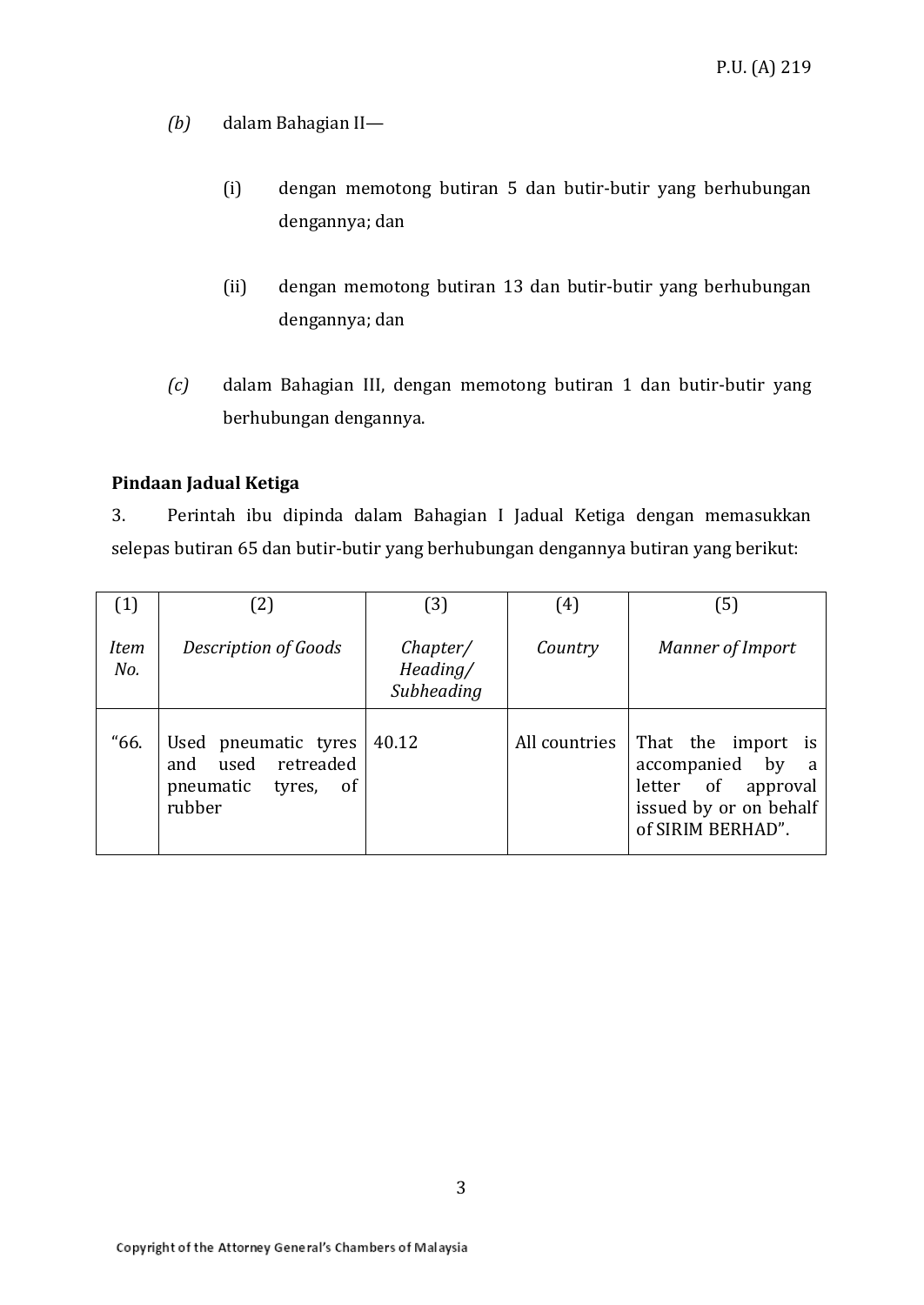*(b)* dalam Bahagian II—

(i) dengan memotong butiran 5 dan butir-butir yang berhubungan dengannya; dan

(ii) dengan memotong butiran 13 dan butir-butir yang berhubungan dengannya; dan

*(c)* dalam Bahagian III, dengan memotong butiran 1 dan butir-butir yang berhubungan dengannya.

**Pindaan Jadual Ketiga**

3. Perintah ibu dipinda dalam Bahagian I Jadual Ketiga dengan memasukkan selepas butiran 65 dan butir-butir yang berhubungan dengannya butiran yang berikut:

| (1)<br>*Item No.* | (2)<br>*Description of Goods* | (3)<br>*Chapter/ Heading/ Subheading* | (4)<br>*Country* | (5)<br>*Manner of Import* |
|---|---|---|---|---|
| "66. | Used pneumatic tyres and used retreaded pneumatic tyres, of rubber | 40.12 | All countries | That the import is accompanied by a letter of approval issued by or on behalf of SIRIM BERHAD". |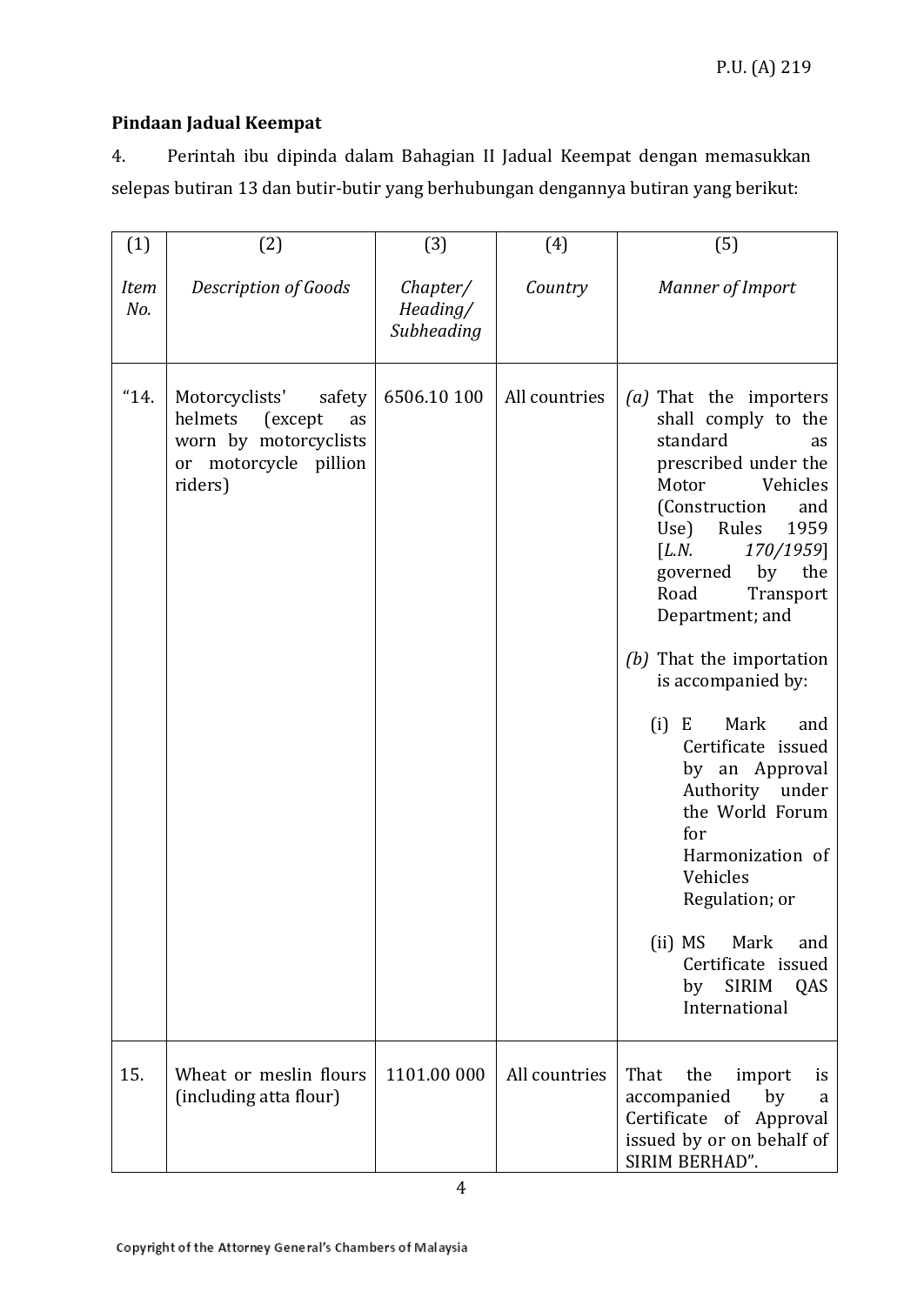**Pindaan Jadual Keempat**

4. Perintah ibu dipinda dalam Bahagian II Jadual Keempat dengan memasukkan selepas butiran 13 dan butir-butir yang berhubungan dengannya butiran yang berikut:

| (1)<br>*Item No.* | (2)<br>*Description of Goods* | (3)<br>*Chapter/ Heading/ Subheading* | (4)<br>*Country* | (5)<br>*Manner of Import* |
|---|---|---|---|---|
| "14. | Motorcyclists' safety helmets (except as worn by motorcyclists or motorcycle pillion riders) | 6506.10 100 | All countries | *(a)* That the importers shall comply to the standard as prescribed under the Motor Vehicles (Construction and Use) Rules 1959 [*L.N. 170/1959*] governed by the Road Transport Department; and<br><br>*(b)* That the importation is accompanied by:<br><br>(i) E Mark and Certificate issued by an Approval Authority under the World Forum for Harmonization of Vehicles Regulation; or<br><br>(ii) MS Mark and Certificate issued by SIRIM QAS International |
| 15. | Wheat or meslin flours (including atta flour) | 1101.00 000 | All countries | That the import is accompanied by a Certificate of Approval issued by or on behalf of SIRIM BERHAD". |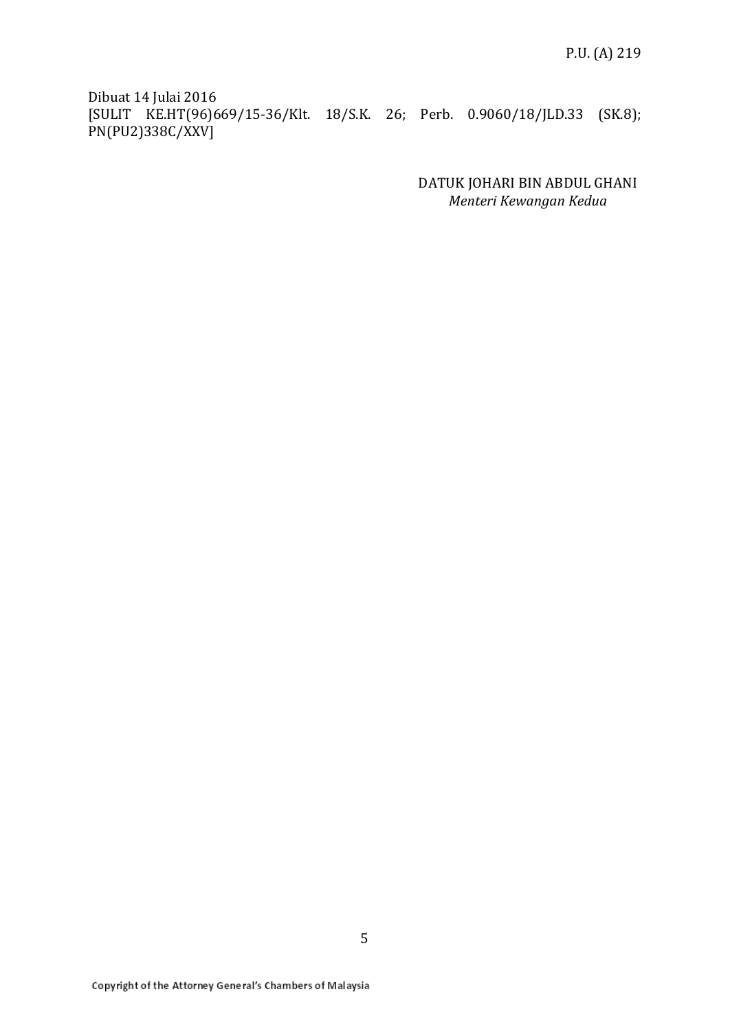Dibuat 14 Julai 2016
[SULIT KE.HT(96)669/15-36/Klt. 18/S.K. 26; Perb. 0.9060/18/JLD.33 (SK.8); PN(PU2)338C/XXV]

DATUK JOHARI BIN ABDUL GHANI
*Menteri Kewangan Kedua*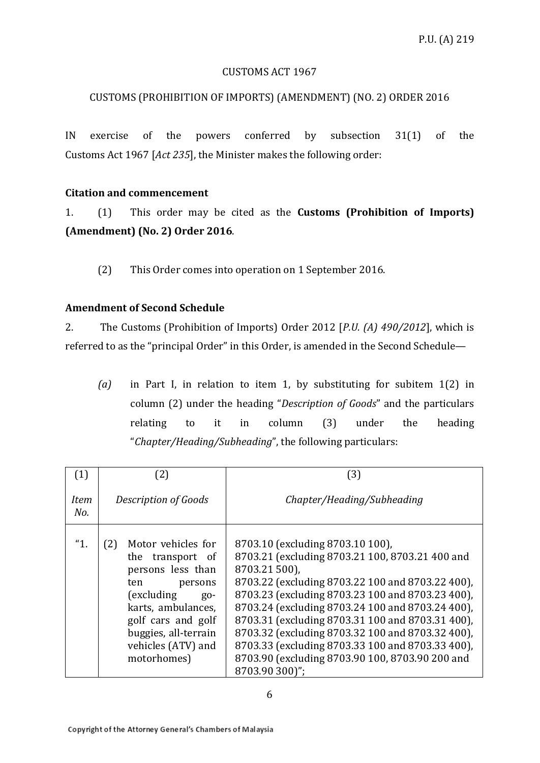P.U. (A) 219

CUSTOMS ACT 1967

CUSTOMS (PROHIBITION OF IMPORTS) (AMENDMENT) (NO. 2) ORDER 2016

IN exercise of the powers conferred by subsection 31(1) of the Customs Act 1967 [*Act 235*], the Minister makes the following order:

**Citation and commencement**

1. (1) This order may be cited as the **Customs (Prohibition of Imports) (Amendment) (No. 2) Order 2016**.

(2) This Order comes into operation on 1 September 2016.

**Amendment of Second Schedule**

2. The Customs (Prohibition of Imports) Order 2012 [*P.U. (A) 490/2012*], which is referred to as the "principal Order" in this Order, is amended in the Second Schedule—

*(a)* in Part I, in relation to item 1, by substituting for subitem 1(2) in column (2) under the heading "*Description of Goods*" and the particulars relating to it in column (3) under the heading "*Chapter/Heading/Subheading*", the following particulars:

| (1)<br>*Item No.* | (2)<br>*Description of Goods* | (3)<br>*Chapter/Heading/Subheading* |
|---|---|---|
| "1. | (2) Motor vehicles for the transport of persons less than ten persons (excluding go-karts, ambulances, golf cars and golf buggies, all-terrain vehicles (ATV) and motorhomes) | 8703.10 (excluding 8703.10 100),<br>8703.21 (excluding 8703.21 100, 8703.21 400 and 8703.21 500),<br>8703.22 (excluding 8703.22 100 and 8703.22 400),<br>8703.23 (excluding 8703.23 100 and 8703.23 400),<br>8703.24 (excluding 8703.24 100 and 8703.24 400),<br>8703.31 (excluding 8703.31 100 and 8703.31 400),<br>8703.32 (excluding 8703.32 100 and 8703.32 400),<br>8703.33 (excluding 8703.33 100 and 8703.33 400),<br>8703.90 (excluding 8703.90 100, 8703.90 200 and 8703.90 300)"; |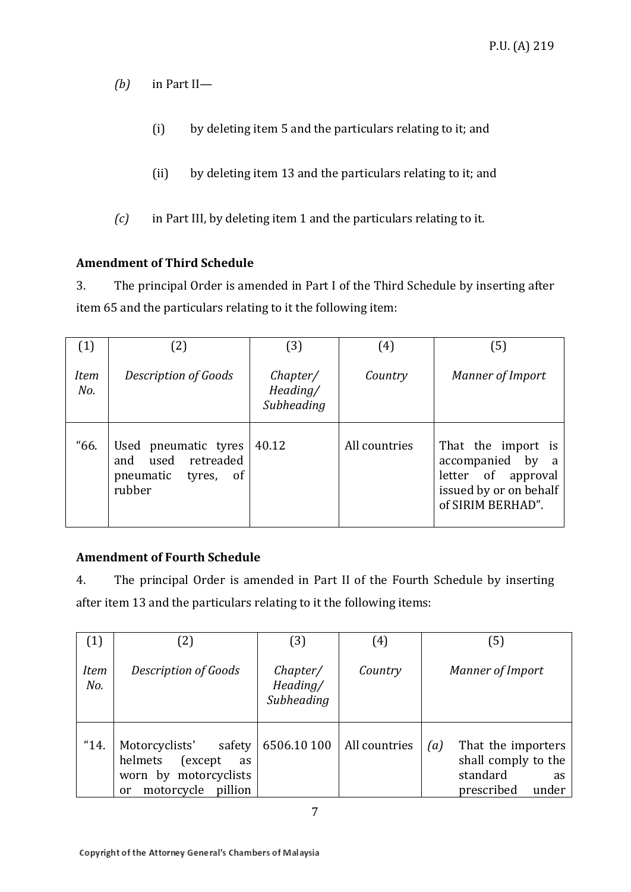(b) in Part II—

(i) by deleting item 5 and the particulars relating to it; and

(ii) by deleting item 13 and the particulars relating to it; and

(c) in Part III, by deleting item 1 and the particulars relating to it.

**Amendment of Third Schedule**

3. The principal Order is amended in Part I of the Third Schedule by inserting after item 65 and the particulars relating to it the following item:

| (1)<br>*Item No.* | (2)<br>*Description of Goods* | (3)<br>*Chapter/ Heading/ Subheading* | (4)<br>*Country* | (5)<br>*Manner of Import* |
|---|---|---|---|---|
| "66. | Used pneumatic tyres and used retreaded pneumatic tyres, of rubber | 40.12 | All countries | That the import is accompanied by a letter of approval issued by or on behalf of SIRIM BERHAD". |

**Amendment of Fourth Schedule**

4. The principal Order is amended in Part II of the Fourth Schedule by inserting after item 13 and the particulars relating to it the following items:

| (1)<br>*Item No.* | (2)<br>*Description of Goods* | (3)<br>*Chapter/ Heading/ Subheading* | (4)<br>*Country* | (5)<br>*Manner of Import* |
|---|---|---|---|---|
| "14. | Motorcyclists' safety helmets (except as worn by motorcyclists or motorcycle pillion | 6506.10 100 | All countries | (a) That the importers shall comply to the standard as prescribed under |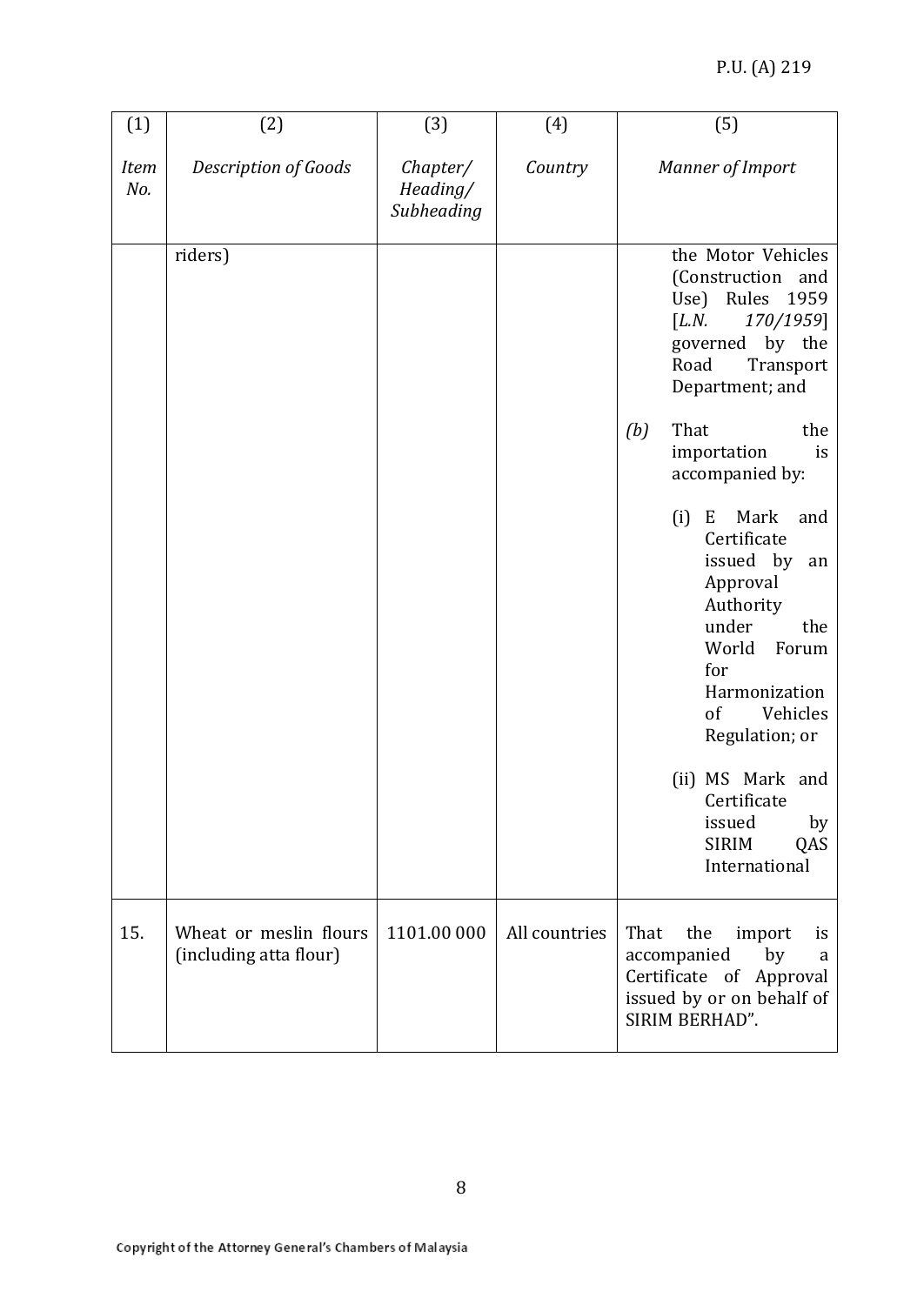| (1) *Item No.* | (2) *Description of Goods* | (3) *Chapter/ Heading/ Subheading* | (4) *Country* | (5) *Manner of Import* |
|---|---|---|---|---|
| | riders) | | | the Motor Vehicles (Construction and Use) Rules 1959 [*L.N. 170/1959*] governed by the Road Transport Department; and<br><br>*(b)* That the importation is accompanied by:<br><br>(i) E Mark and Certificate issued by an Approval Authority under the World Forum for Harmonization of Vehicles Regulation; or<br><br>(ii) MS Mark and Certificate issued by SIRIM QAS International |
| 15. | Wheat or meslin flours (including atta flour) | 1101.00 000 | All countries | That the import is accompanied by a Certificate of Approval issued by or on behalf of SIRIM BERHAD". |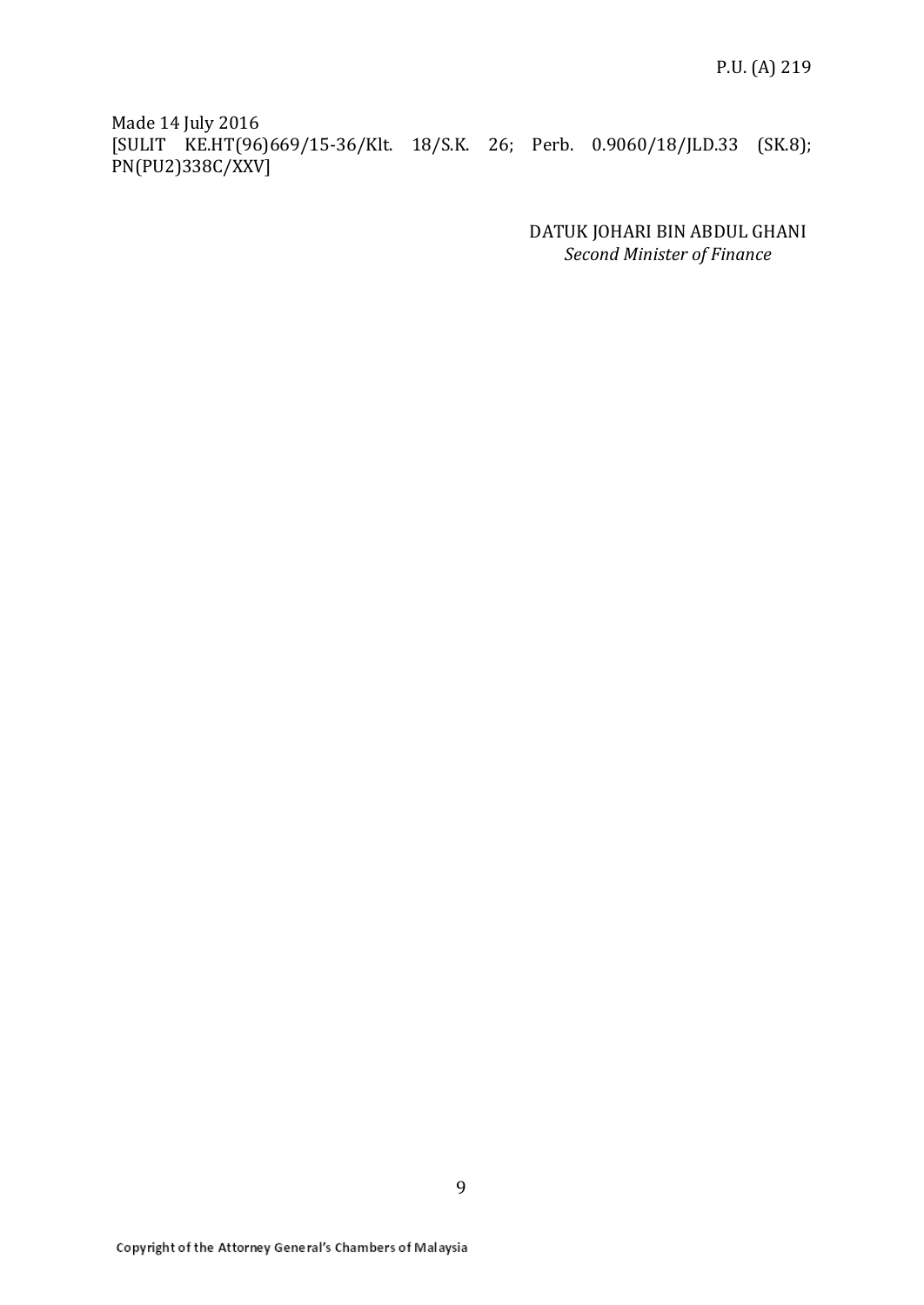Made 14 July 2016
[SULIT KE.HT(96)669/15-36/Klt. 18/S.K. 26; Perb. 0.9060/18/JLD.33 (SK.8); PN(PU2)338C/XXV]

DATUK JOHARI BIN ABDUL GHANI
*Second Minister of Finance*